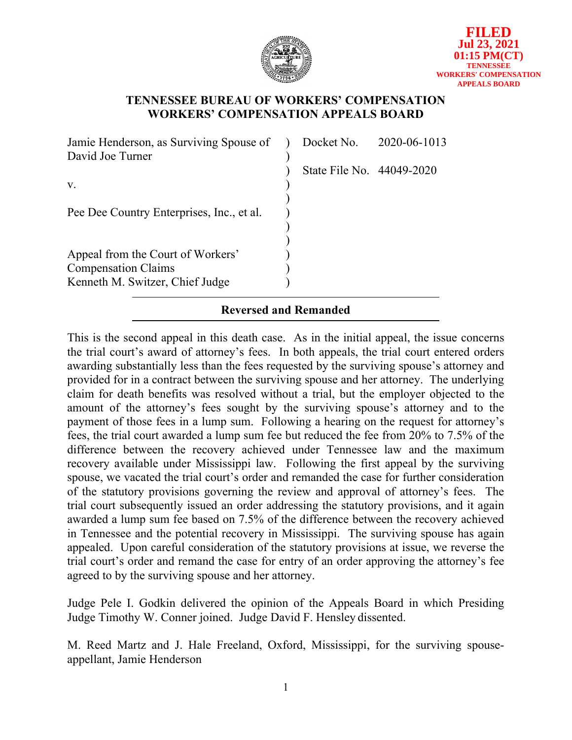FILED
Jul 23, 2021
01:15 PM(CT)
TENNESSEE
WORKERS' COMPENSATION
APPEALS BOARD

**TENNESSEE BUREAU OF WORKERS' COMPENSATION**
**WORKERS' COMPENSATION APPEALS BOARD**

| | | |
|---|---|---|
| Jamie Henderson, as Surviving Spouse of David Joe Turner | ) | Docket No. 2020-06-1013 |
| | ) | State File No. 44049-2020 |
| v. | ) | |
| Pee Dee Country Enterprises, Inc., et al. | ) | |
| Appeal from the Court of Workers' Compensation Claims Kenneth M. Switzer, Chief Judge | ) | |

**Reversed and Remanded**

This is the second appeal in this death case. As in the initial appeal, the issue concerns the trial court's award of attorney's fees. In both appeals, the trial court entered orders awarding substantially less than the fees requested by the surviving spouse's attorney and provided for in a contract between the surviving spouse and her attorney. The underlying claim for death benefits was resolved without a trial, but the employer objected to the amount of the attorney's fees sought by the surviving spouse's attorney and to the payment of those fees in a lump sum. Following a hearing on the request for attorney's fees, the trial court awarded a lump sum fee but reduced the fee from 20% to 7.5% of the difference between the recovery achieved under Tennessee law and the maximum recovery available under Mississippi law. Following the first appeal by the surviving spouse, we vacated the trial court's order and remanded the case for further consideration of the statutory provisions governing the review and approval of attorney's fees. The trial court subsequently issued an order addressing the statutory provisions, and it again awarded a lump sum fee based on 7.5% of the difference between the recovery achieved in Tennessee and the potential recovery in Mississippi. The surviving spouse has again appealed. Upon careful consideration of the statutory provisions at issue, we reverse the trial court's order and remand the case for entry of an order approving the attorney's fee agreed to by the surviving spouse and her attorney.

Judge Pele I. Godkin delivered the opinion of the Appeals Board in which Presiding Judge Timothy W. Conner joined. Judge David F. Hensley dissented.

M. Reed Martz and J. Hale Freeland, Oxford, Mississippi, for the surviving spouse-appellant, Jamie Henderson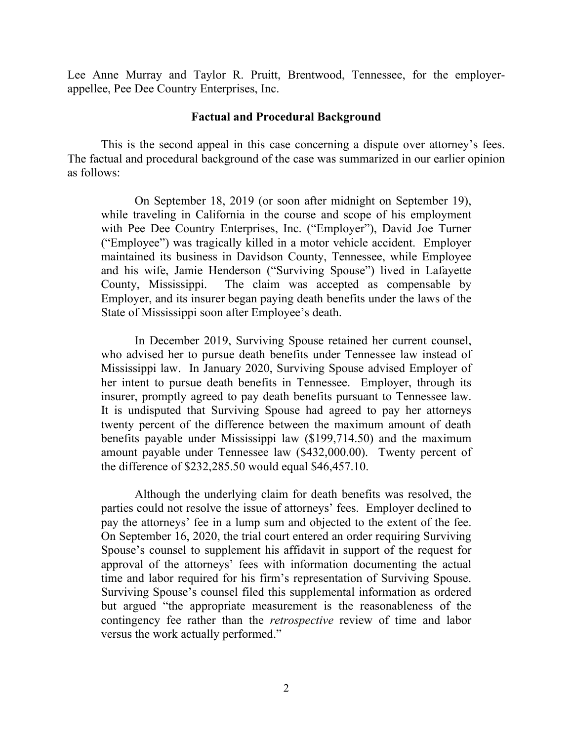Lee Anne Murray and Taylor R. Pruitt, Brentwood, Tennessee, for the employer-appellee, Pee Dee Country Enterprises, Inc.

## Factual and Procedural Background

This is the second appeal in this case concerning a dispute over attorney's fees. The factual and procedural background of the case was summarized in our earlier opinion as follows:

> On September 18, 2019 (or soon after midnight on September 19), while traveling in California in the course and scope of his employment with Pee Dee Country Enterprises, Inc. ("Employer"), David Joe Turner ("Employee") was tragically killed in a motor vehicle accident. Employer maintained its business in Davidson County, Tennessee, while Employee and his wife, Jamie Henderson ("Surviving Spouse") lived in Lafayette County, Mississippi. The claim was accepted as compensable by Employer, and its insurer began paying death benefits under the laws of the State of Mississippi soon after Employee's death.
>
> In December 2019, Surviving Spouse retained her current counsel, who advised her to pursue death benefits under Tennessee law instead of Mississippi law. In January 2020, Surviving Spouse advised Employer of her intent to pursue death benefits in Tennessee. Employer, through its insurer, promptly agreed to pay death benefits pursuant to Tennessee law. It is undisputed that Surviving Spouse had agreed to pay her attorneys twenty percent of the difference between the maximum amount of death benefits payable under Mississippi law ($199,714.50) and the maximum amount payable under Tennessee law ($432,000.00). Twenty percent of the difference of $232,285.50 would equal $46,457.10.
>
> Although the underlying claim for death benefits was resolved, the parties could not resolve the issue of attorneys' fees. Employer declined to pay the attorneys' fee in a lump sum and objected to the extent of the fee. On September 16, 2020, the trial court entered an order requiring Surviving Spouse's counsel to supplement his affidavit in support of the request for approval of the attorneys' fees with information documenting the actual time and labor required for his firm's representation of Surviving Spouse. Surviving Spouse's counsel filed this supplemental information as ordered but argued "the appropriate measurement is the reasonableness of the contingency fee rather than the *retrospective* review of time and labor versus the work actually performed."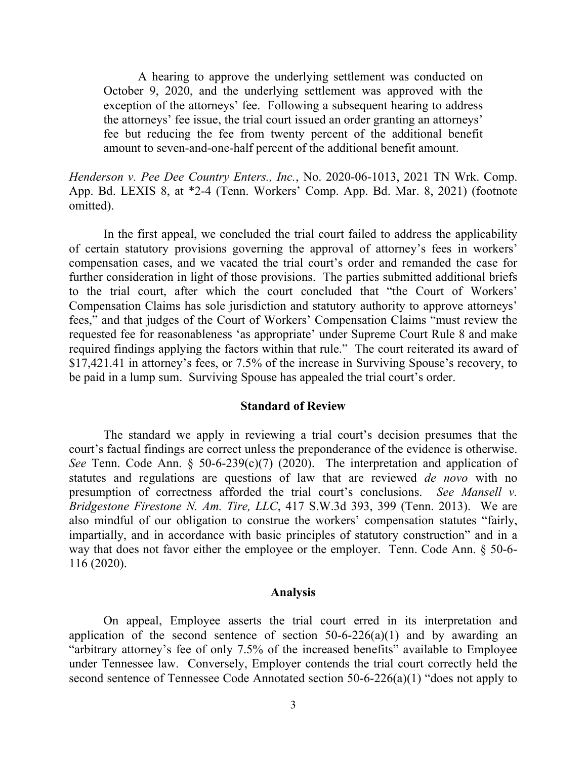> A hearing to approve the underlying settlement was conducted on October 9, 2020, and the underlying settlement was approved with the exception of the attorneys' fee. Following a subsequent hearing to address the attorneys' fee issue, the trial court issued an order granting an attorneys' fee but reducing the fee from twenty percent of the additional benefit amount to seven-and-one-half percent of the additional benefit amount.

*Henderson v. Pee Dee Country Enters., Inc.*, No. 2020-06-1013, 2021 TN Wrk. Comp. App. Bd. LEXIS 8, at *2-4 (Tenn. Workers' Comp. App. Bd. Mar. 8, 2021) (footnote omitted).

In the first appeal, we concluded the trial court failed to address the applicability of certain statutory provisions governing the approval of attorney's fees in workers' compensation cases, and we vacated the trial court's order and remanded the case for further consideration in light of those provisions. The parties submitted additional briefs to the trial court, after which the court concluded that "the Court of Workers' Compensation Claims has sole jurisdiction and statutory authority to approve attorneys' fees," and that judges of the Court of Workers' Compensation Claims "must review the requested fee for reasonableness 'as appropriate' under Supreme Court Rule 8 and make required findings applying the factors within that rule." The court reiterated its award of $17,421.41 in attorney's fees, or 7.5% of the increase in Surviving Spouse's recovery, to be paid in a lump sum. Surviving Spouse has appealed the trial court's order.

## Standard of Review

The standard we apply in reviewing a trial court's decision presumes that the court's factual findings are correct unless the preponderance of the evidence is otherwise. *See* Tenn. Code Ann. § 50-6-239(c)(7) (2020). The interpretation and application of statutes and regulations are questions of law that are reviewed *de novo* with no presumption of correctness afforded the trial court's conclusions. *See Mansell v. Bridgestone Firestone N. Am. Tire, LLC*, 417 S.W.3d 393, 399 (Tenn. 2013). We are also mindful of our obligation to construe the workers' compensation statutes "fairly, impartially, and in accordance with basic principles of statutory construction" and in a way that does not favor either the employee or the employer. Tenn. Code Ann. § 50-6-116 (2020).

## Analysis

On appeal, Employee asserts the trial court erred in its interpretation and application of the second sentence of section 50-6-226(a)(1) and by awarding an "arbitrary attorney's fee of only 7.5% of the increased benefits" available to Employee under Tennessee law. Conversely, Employer contends the trial court correctly held the second sentence of Tennessee Code Annotated section 50-6-226(a)(1) "does not apply to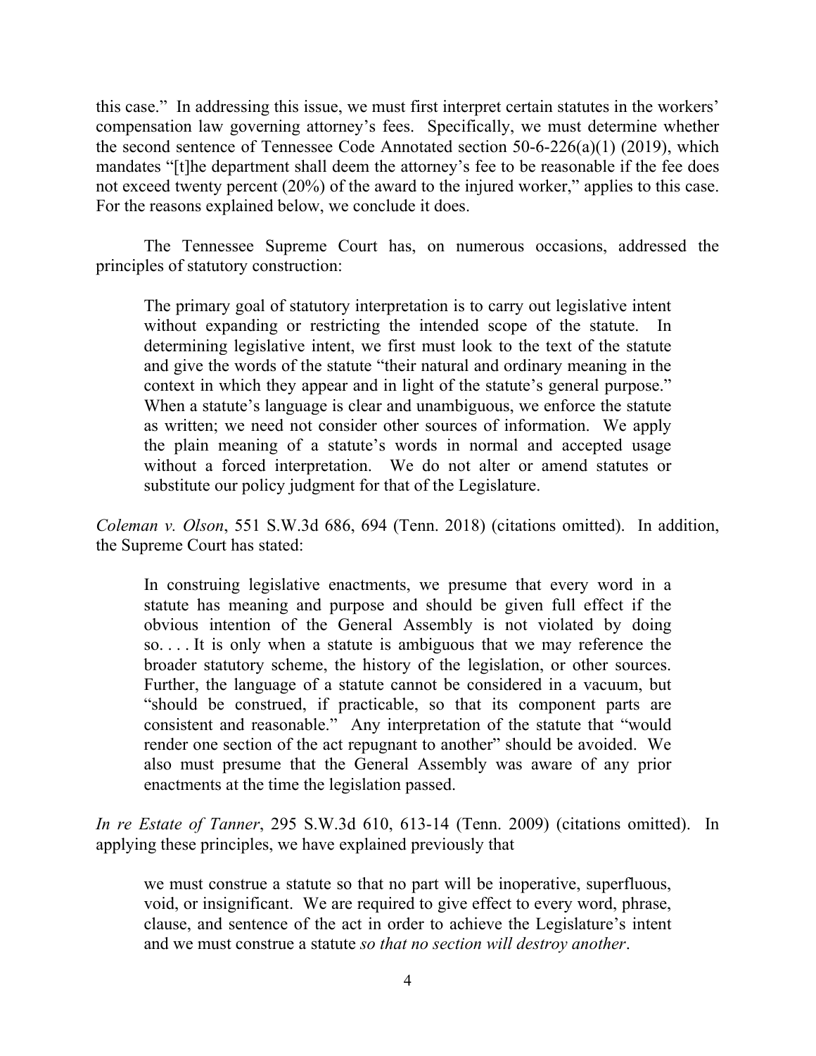this case." In addressing this issue, we must first interpret certain statutes in the workers' compensation law governing attorney's fees. Specifically, we must determine whether the second sentence of Tennessee Code Annotated section 50-6-226(a)(1) (2019), which mandates "[t]he department shall deem the attorney's fee to be reasonable if the fee does not exceed twenty percent (20%) of the award to the injured worker," applies to this case. For the reasons explained below, we conclude it does.

The Tennessee Supreme Court has, on numerous occasions, addressed the principles of statutory construction:

> The primary goal of statutory interpretation is to carry out legislative intent without expanding or restricting the intended scope of the statute. In determining legislative intent, we first must look to the text of the statute and give the words of the statute "their natural and ordinary meaning in the context in which they appear and in light of the statute's general purpose." When a statute's language is clear and unambiguous, we enforce the statute as written; we need not consider other sources of information. We apply the plain meaning of a statute's words in normal and accepted usage without a forced interpretation. We do not alter or amend statutes or substitute our policy judgment for that of the Legislature.

*Coleman v. Olson*, 551 S.W.3d 686, 694 (Tenn. 2018) (citations omitted). In addition, the Supreme Court has stated:

> In construing legislative enactments, we presume that every word in a statute has meaning and purpose and should be given full effect if the obvious intention of the General Assembly is not violated by doing so. . . . It is only when a statute is ambiguous that we may reference the broader statutory scheme, the history of the legislation, or other sources. Further, the language of a statute cannot be considered in a vacuum, but "should be construed, if practicable, so that its component parts are consistent and reasonable." Any interpretation of the statute that "would render one section of the act repugnant to another" should be avoided. We also must presume that the General Assembly was aware of any prior enactments at the time the legislation passed.

*In re Estate of Tanner*, 295 S.W.3d 610, 613-14 (Tenn. 2009) (citations omitted). In applying these principles, we have explained previously that

> we must construe a statute so that no part will be inoperative, superfluous, void, or insignificant. We are required to give effect to every word, phrase, clause, and sentence of the act in order to achieve the Legislature's intent and we must construe a statute *so that no section will destroy another*.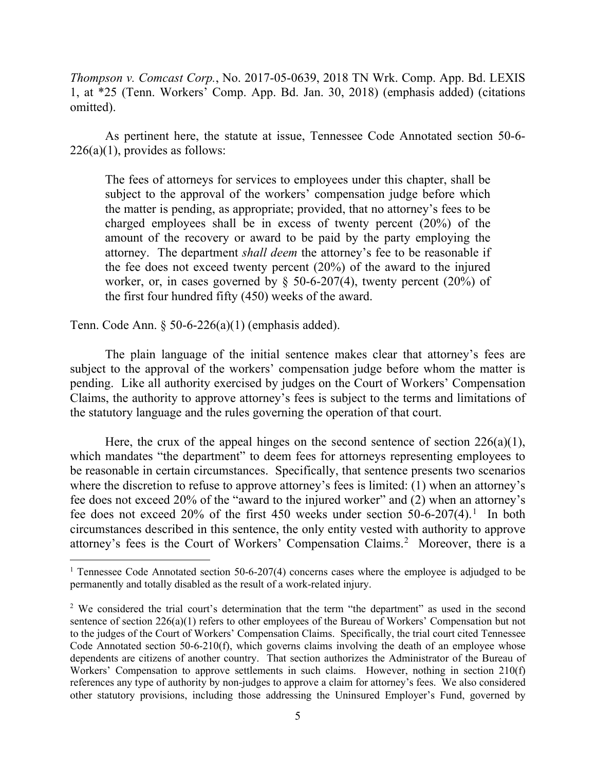*Thompson v. Comcast Corp.*, No. 2017-05-0639, 2018 TN Wrk. Comp. App. Bd. LEXIS 1, at *25 (Tenn. Workers' Comp. App. Bd. Jan. 30, 2018) (emphasis added) (citations omitted).

As pertinent here, the statute at issue, Tennessee Code Annotated section 50-6-226(a)(1), provides as follows:

> The fees of attorneys for services to employees under this chapter, shall be subject to the approval of the workers' compensation judge before which the matter is pending, as appropriate; provided, that no attorney's fees to be charged employees shall be in excess of twenty percent (20%) of the amount of the recovery or award to be paid by the party employing the attorney. The department *shall deem* the attorney's fee to be reasonable if the fee does not exceed twenty percent (20%) of the award to the injured worker, or, in cases governed by § 50-6-207(4), twenty percent (20%) of the first four hundred fifty (450) weeks of the award.

Tenn. Code Ann. § 50-6-226(a)(1) (emphasis added).

The plain language of the initial sentence makes clear that attorney's fees are subject to the approval of the workers' compensation judge before whom the matter is pending. Like all authority exercised by judges on the Court of Workers' Compensation Claims, the authority to approve attorney's fees is subject to the terms and limitations of the statutory language and the rules governing the operation of that court.

Here, the crux of the appeal hinges on the second sentence of section 226(a)(1), which mandates "the department" to deem fees for attorneys representing employees to be reasonable in certain circumstances. Specifically, that sentence presents two scenarios where the discretion to refuse to approve attorney's fees is limited: (1) when an attorney's fee does not exceed 20% of the "award to the injured worker" and (2) when an attorney's fee does not exceed 20% of the first 450 weeks under section 50-6-207(4).[1] In both circumstances described in this sentence, the only entity vested with authority to approve attorney's fees is the Court of Workers' Compensation Claims.[2] Moreover, there is a

---

[1] Tennessee Code Annotated section 50-6-207(4) concerns cases where the employee is adjudged to be permanently and totally disabled as the result of a work-related injury.

[2] We considered the trial court's determination that the term "the department" as used in the second sentence of section 226(a)(1) refers to other employees of the Bureau of Workers' Compensation but not to the judges of the Court of Workers' Compensation Claims. Specifically, the trial court cited Tennessee Code Annotated section 50-6-210(f), which governs claims involving the death of an employee whose dependents are citizens of another country. That section authorizes the Administrator of the Bureau of Workers' Compensation to approve settlements in such claims. However, nothing in section 210(f) references any type of authority by non-judges to approve a claim for attorney's fees. We also considered other statutory provisions, including those addressing the Uninsured Employer's Fund, governed by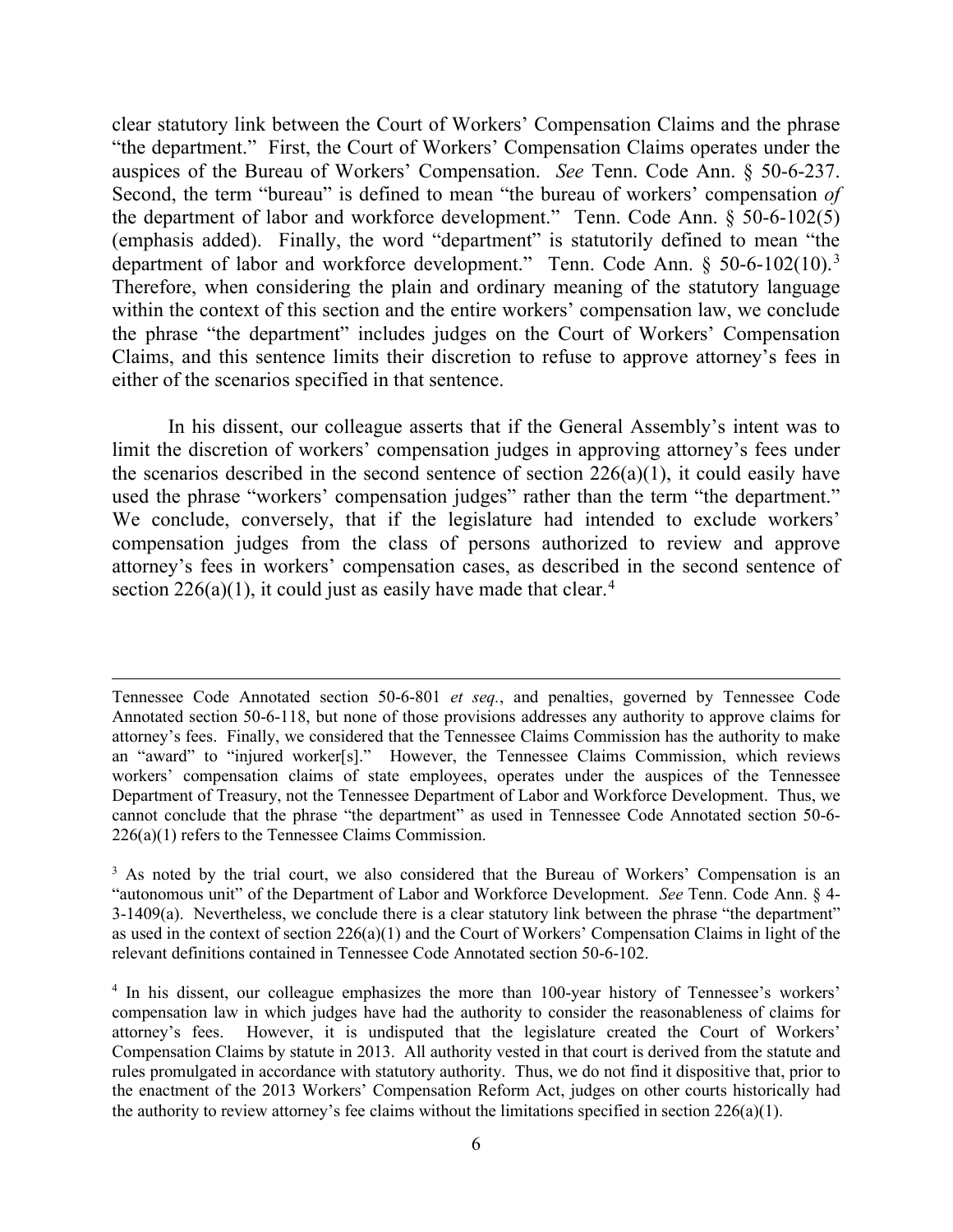clear statutory link between the Court of Workers' Compensation Claims and the phrase "the department." First, the Court of Workers' Compensation Claims operates under the auspices of the Bureau of Workers' Compensation. *See* Tenn. Code Ann. § 50-6-237. Second, the term "bureau" is defined to mean "the bureau of workers' compensation *of* the department of labor and workforce development." Tenn. Code Ann. § 50-6-102(5) (emphasis added). Finally, the word "department" is statutorily defined to mean "the department of labor and workforce development." Tenn. Code Ann. § 50-6-102(10).[3] Therefore, when considering the plain and ordinary meaning of the statutory language within the context of this section and the entire workers' compensation law, we conclude the phrase "the department" includes judges on the Court of Workers' Compensation Claims, and this sentence limits their discretion to refuse to approve attorney's fees in either of the scenarios specified in that sentence.

In his dissent, our colleague asserts that if the General Assembly's intent was to limit the discretion of workers' compensation judges in approving attorney's fees under the scenarios described in the second sentence of section 226(a)(1), it could easily have used the phrase "workers' compensation judges" rather than the term "the department." We conclude, conversely, that if the legislature had intended to exclude workers' compensation judges from the class of persons authorized to review and approve attorney's fees in workers' compensation cases, as described in the second sentence of section 226(a)(1), it could just as easily have made that clear.[4]

---

Tennessee Code Annotated section 50-6-801 *et seq.*, and penalties, governed by Tennessee Code Annotated section 50-6-118, but none of those provisions addresses any authority to approve claims for attorney's fees. Finally, we considered that the Tennessee Claims Commission has the authority to make an "award" to "injured worker[s]." However, the Tennessee Claims Commission, which reviews workers' compensation claims of state employees, operates under the auspices of the Tennessee Department of Treasury, not the Tennessee Department of Labor and Workforce Development. Thus, we cannot conclude that the phrase "the department" as used in Tennessee Code Annotated section 50-6-226(a)(1) refers to the Tennessee Claims Commission.

[3] As noted by the trial court, we also considered that the Bureau of Workers' Compensation is an "autonomous unit" of the Department of Labor and Workforce Development. *See* Tenn. Code Ann. § 4-3-1409(a). Nevertheless, we conclude there is a clear statutory link between the phrase "the department" as used in the context of section 226(a)(1) and the Court of Workers' Compensation Claims in light of the relevant definitions contained in Tennessee Code Annotated section 50-6-102.

[4] In his dissent, our colleague emphasizes the more than 100-year history of Tennessee's workers' compensation law in which judges have had the authority to consider the reasonableness of claims for attorney's fees. However, it is undisputed that the legislature created the Court of Workers' Compensation Claims by statute in 2013. All authority vested in that court is derived from the statute and rules promulgated in accordance with statutory authority. Thus, we do not find it dispositive that, prior to the enactment of the 2013 Workers' Compensation Reform Act, judges on other courts historically had the authority to review attorney's fee claims without the limitations specified in section 226(a)(1).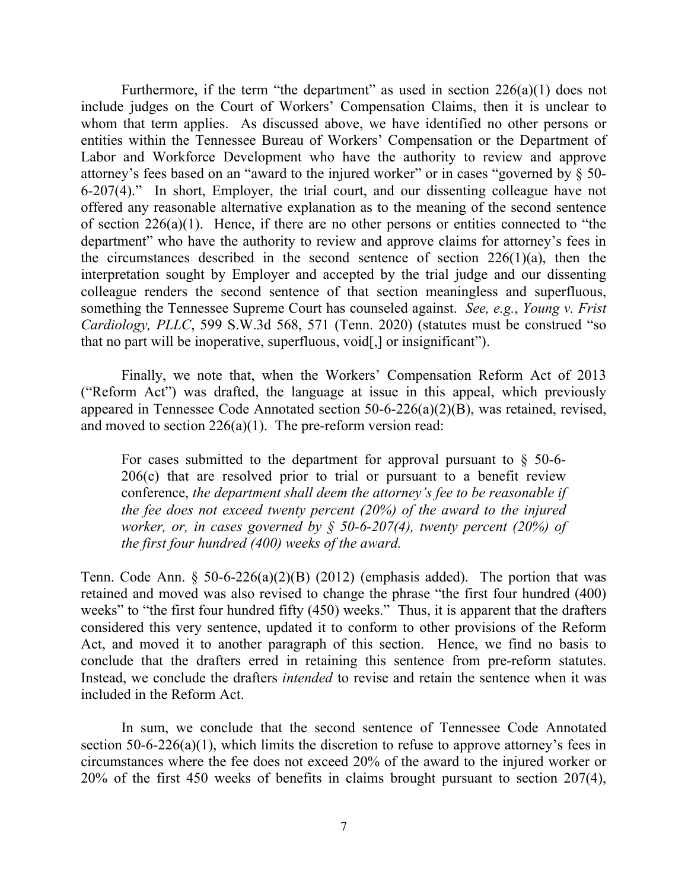Furthermore, if the term "the department" as used in section 226(a)(1) does not include judges on the Court of Workers' Compensation Claims, then it is unclear to whom that term applies. As discussed above, we have identified no other persons or entities within the Tennessee Bureau of Workers' Compensation or the Department of Labor and Workforce Development who have the authority to review and approve attorney's fees based on an "award to the injured worker" or in cases "governed by § 50-6-207(4)." In short, Employer, the trial court, and our dissenting colleague have not offered any reasonable alternative explanation as to the meaning of the second sentence of section 226(a)(1). Hence, if there are no other persons or entities connected to "the department" who have the authority to review and approve claims for attorney's fees in the circumstances described in the second sentence of section 226(1)(a), then the interpretation sought by Employer and accepted by the trial judge and our dissenting colleague renders the second sentence of that section meaningless and superfluous, something the Tennessee Supreme Court has counseled against. *See, e.g.*, *Young v. Frist Cardiology, PLLC*, 599 S.W.3d 568, 571 (Tenn. 2020) (statutes must be construed "so that no part will be inoperative, superfluous, void[,] or insignificant").

Finally, we note that, when the Workers' Compensation Reform Act of 2013 ("Reform Act") was drafted, the language at issue in this appeal, which previously appeared in Tennessee Code Annotated section 50-6-226(a)(2)(B), was retained, revised, and moved to section 226(a)(1). The pre-reform version read:

> For cases submitted to the department for approval pursuant to § 50-6-206(c) that are resolved prior to trial or pursuant to a benefit review conference, *the department shall deem the attorney's fee to be reasonable if the fee does not exceed twenty percent (20%) of the award to the injured worker, or, in cases governed by § 50-6-207(4), twenty percent (20%) of the first four hundred (400) weeks of the award.*

Tenn. Code Ann. § 50-6-226(a)(2)(B) (2012) (emphasis added). The portion that was retained and moved was also revised to change the phrase "the first four hundred (400) weeks" to "the first four hundred fifty (450) weeks." Thus, it is apparent that the drafters considered this very sentence, updated it to conform to other provisions of the Reform Act, and moved it to another paragraph of this section. Hence, we find no basis to conclude that the drafters erred in retaining this sentence from pre-reform statutes. Instead, we conclude the drafters *intended* to revise and retain the sentence when it was included in the Reform Act.

In sum, we conclude that the second sentence of Tennessee Code Annotated section 50-6-226(a)(1), which limits the discretion to refuse to approve attorney's fees in circumstances where the fee does not exceed 20% of the award to the injured worker or 20% of the first 450 weeks of benefits in claims brought pursuant to section 207(4),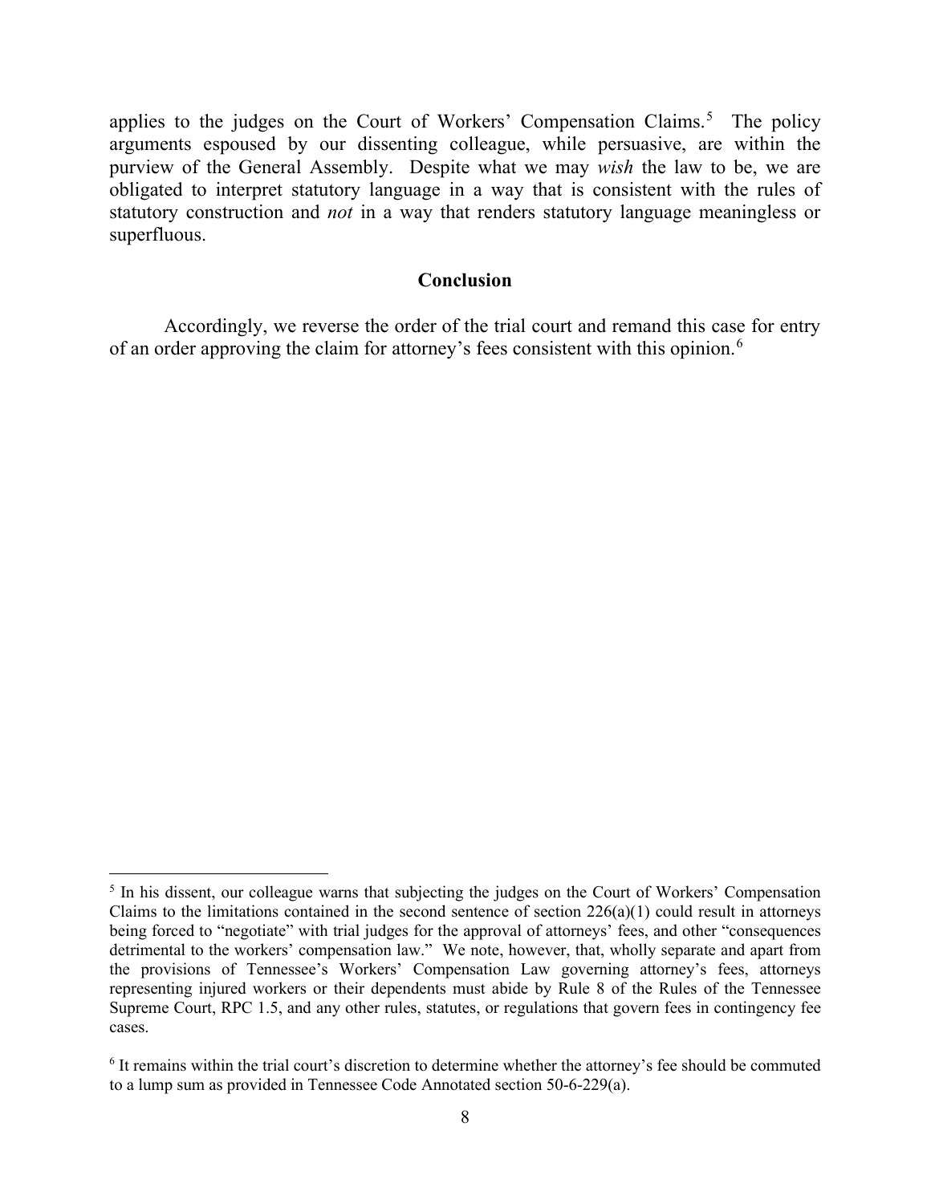applies to the judges on the Court of Workers' Compensation Claims.[5] The policy arguments espoused by our dissenting colleague, while persuasive, are within the purview of the General Assembly. Despite what we may *wish* the law to be, we are obligated to interpret statutory language in a way that is consistent with the rules of statutory construction and *not* in a way that renders statutory language meaningless or superfluous.

## Conclusion

Accordingly, we reverse the order of the trial court and remand this case for entry of an order approving the claim for attorney's fees consistent with this opinion.[6]

---

[5] In his dissent, our colleague warns that subjecting the judges on the Court of Workers' Compensation Claims to the limitations contained in the second sentence of section 226(a)(1) could result in attorneys being forced to "negotiate" with trial judges for the approval of attorneys' fees, and other "consequences detrimental to the workers' compensation law." We note, however, that, wholly separate and apart from the provisions of Tennessee's Workers' Compensation Law governing attorney's fees, attorneys representing injured workers or their dependents must abide by Rule 8 of the Rules of the Tennessee Supreme Court, RPC 1.5, and any other rules, statutes, or regulations that govern fees in contingency fee cases.

[6] It remains within the trial court's discretion to determine whether the attorney's fee should be commuted to a lump sum as provided in Tennessee Code Annotated section 50-6-229(a).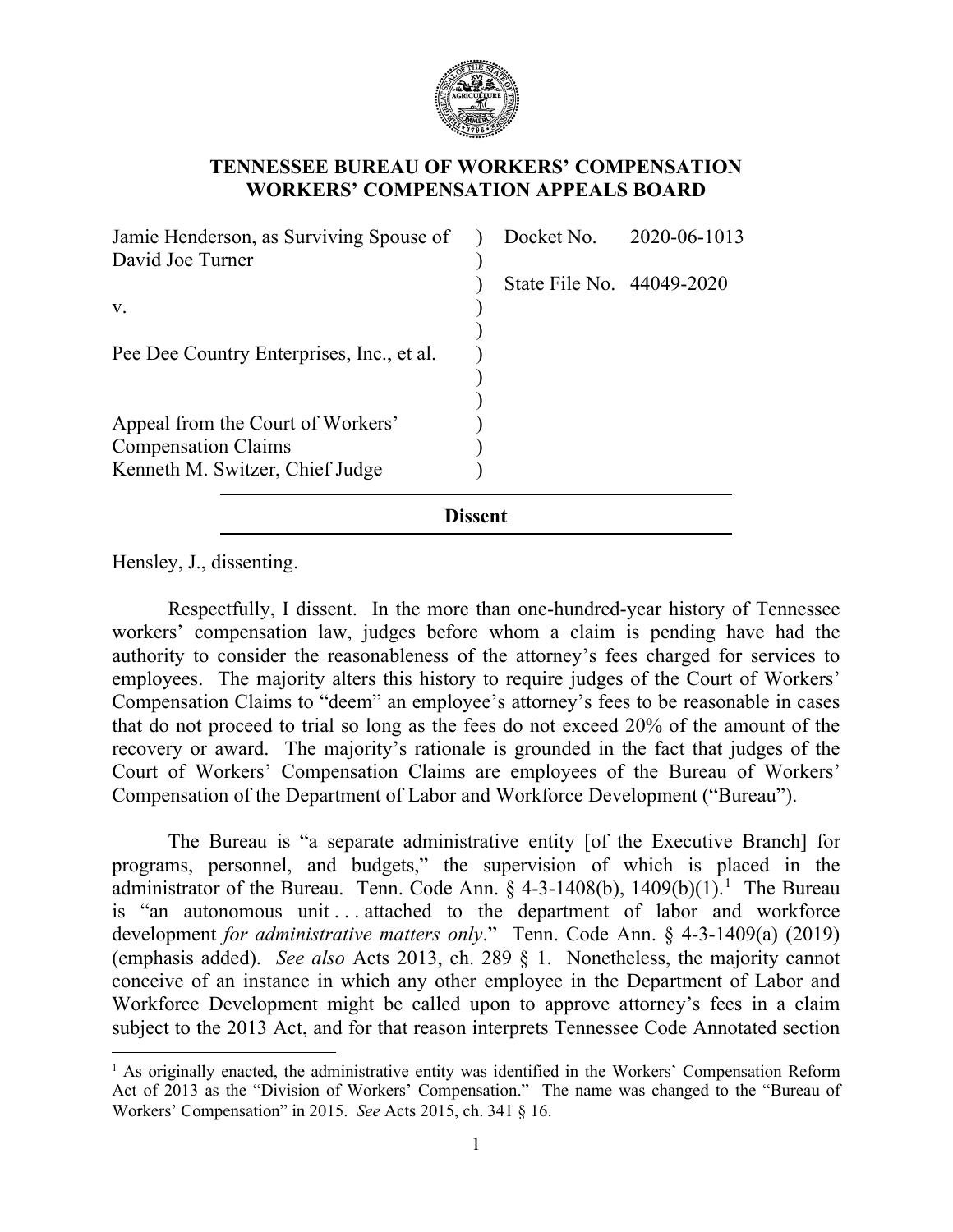# TENNESSEE BUREAU OF WORKERS' COMPENSATION WORKERS' COMPENSATION APPEALS BOARD

| | | |
|---|---|---|
| Jamie Henderson, as Surviving Spouse of David Joe Turner | ) | Docket No. 2020-06-1013 |
| | ) | State File No. 44049-2020 |
| v. | ) | |
| Pee Dee Country Enterprises, Inc., et al. | ) | |
| Appeal from the Court of Workers' Compensation Claims Kenneth M. Switzer, Chief Judge | ) | |

**Dissent**

Hensley, J., dissenting.

Respectfully, I dissent. In the more than one-hundred-year history of Tennessee workers' compensation law, judges before whom a claim is pending have had the authority to consider the reasonableness of the attorney's fees charged for services to employees. The majority alters this history to require judges of the Court of Workers' Compensation Claims to "deem" an employee's attorney's fees to be reasonable in cases that do not proceed to trial so long as the fees do not exceed 20% of the amount of the recovery or award. The majority's rationale is grounded in the fact that judges of the Court of Workers' Compensation Claims are employees of the Bureau of Workers' Compensation of the Department of Labor and Workforce Development ("Bureau").

The Bureau is "a separate administrative entity [of the Executive Branch] for programs, personnel, and budgets," the supervision of which is placed in the administrator of the Bureau. Tenn. Code Ann. § 4-3-1408(b), 1409(b)(1).[1] The Bureau is "an autonomous unit . . . attached to the department of labor and workforce development *for administrative matters only*." Tenn. Code Ann. § 4-3-1409(a) (2019) (emphasis added). *See also* Acts 2013, ch. 289 § 1. Nonetheless, the majority cannot conceive of an instance in which any other employee in the Department of Labor and Workforce Development might be called upon to approve attorney's fees in a claim subject to the 2013 Act, and for that reason interprets Tennessee Code Annotated section

[1] As originally enacted, the administrative entity was identified in the Workers' Compensation Reform Act of 2013 as the "Division of Workers' Compensation." The name was changed to the "Bureau of Workers' Compensation" in 2015. *See* Acts 2015, ch. 341 § 16.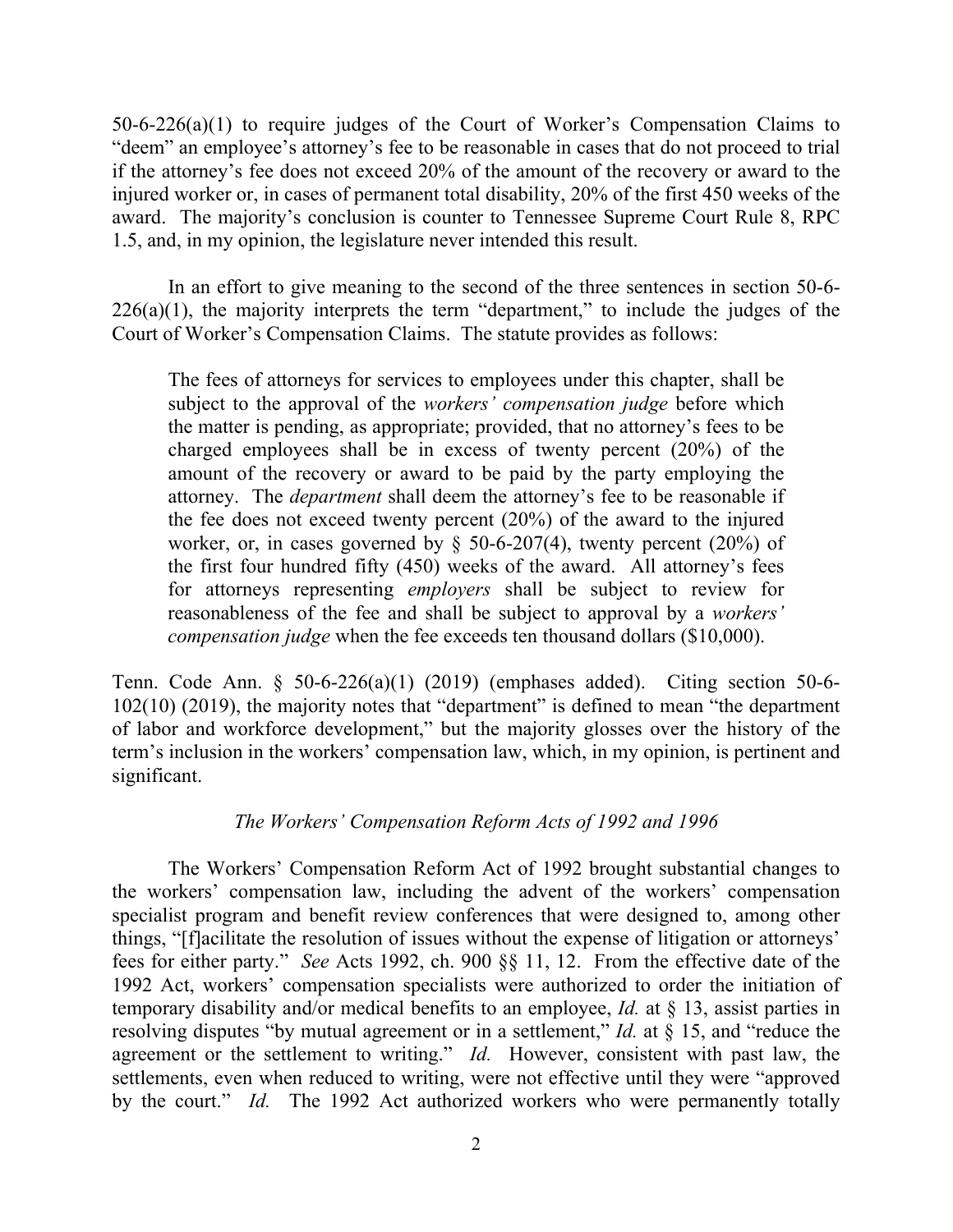50-6-226(a)(1) to require judges of the Court of Worker's Compensation Claims to "deem" an employee's attorney's fee to be reasonable in cases that do not proceed to trial if the attorney's fee does not exceed 20% of the amount of the recovery or award to the injured worker or, in cases of permanent total disability, 20% of the first 450 weeks of the award. The majority's conclusion is counter to Tennessee Supreme Court Rule 8, RPC 1.5, and, in my opinion, the legislature never intended this result.

In an effort to give meaning to the second of the three sentences in section 50-6-226(a)(1), the majority interprets the term "department," to include the judges of the Court of Worker's Compensation Claims. The statute provides as follows:

> The fees of attorneys for services to employees under this chapter, shall be subject to the approval of the *workers' compensation judge* before which the matter is pending, as appropriate; provided, that no attorney's fees to be charged employees shall be in excess of twenty percent (20%) of the amount of the recovery or award to be paid by the party employing the attorney. The *department* shall deem the attorney's fee to be reasonable if the fee does not exceed twenty percent (20%) of the award to the injured worker, or, in cases governed by § 50-6-207(4), twenty percent (20%) of the first four hundred fifty (450) weeks of the award. All attorney's fees for attorneys representing *employers* shall be subject to review for reasonableness of the fee and shall be subject to approval by a *workers' compensation judge* when the fee exceeds ten thousand dollars ($10,000).

Tenn. Code Ann. § 50-6-226(a)(1) (2019) (emphases added). Citing section 50-6-102(10) (2019), the majority notes that "department" is defined to mean "the department of labor and workforce development," but the majority glosses over the history of the term's inclusion in the workers' compensation law, which, in my opinion, is pertinent and significant.

*The Workers' Compensation Reform Acts of 1992 and 1996*

The Workers' Compensation Reform Act of 1992 brought substantial changes to the workers' compensation law, including the advent of the workers' compensation specialist program and benefit review conferences that were designed to, among other things, "[f]acilitate the resolution of issues without the expense of litigation or attorneys' fees for either party." *See* Acts 1992, ch. 900 §§ 11, 12. From the effective date of the 1992 Act, workers' compensation specialists were authorized to order the initiation of temporary disability and/or medical benefits to an employee, *Id.* at § 13, assist parties in resolving disputes "by mutual agreement or in a settlement," *Id.* at § 15, and "reduce the agreement or the settlement to writing." *Id.* However, consistent with past law, the settlements, even when reduced to writing, were not effective until they were "approved by the court." *Id.* The 1992 Act authorized workers who were permanently totally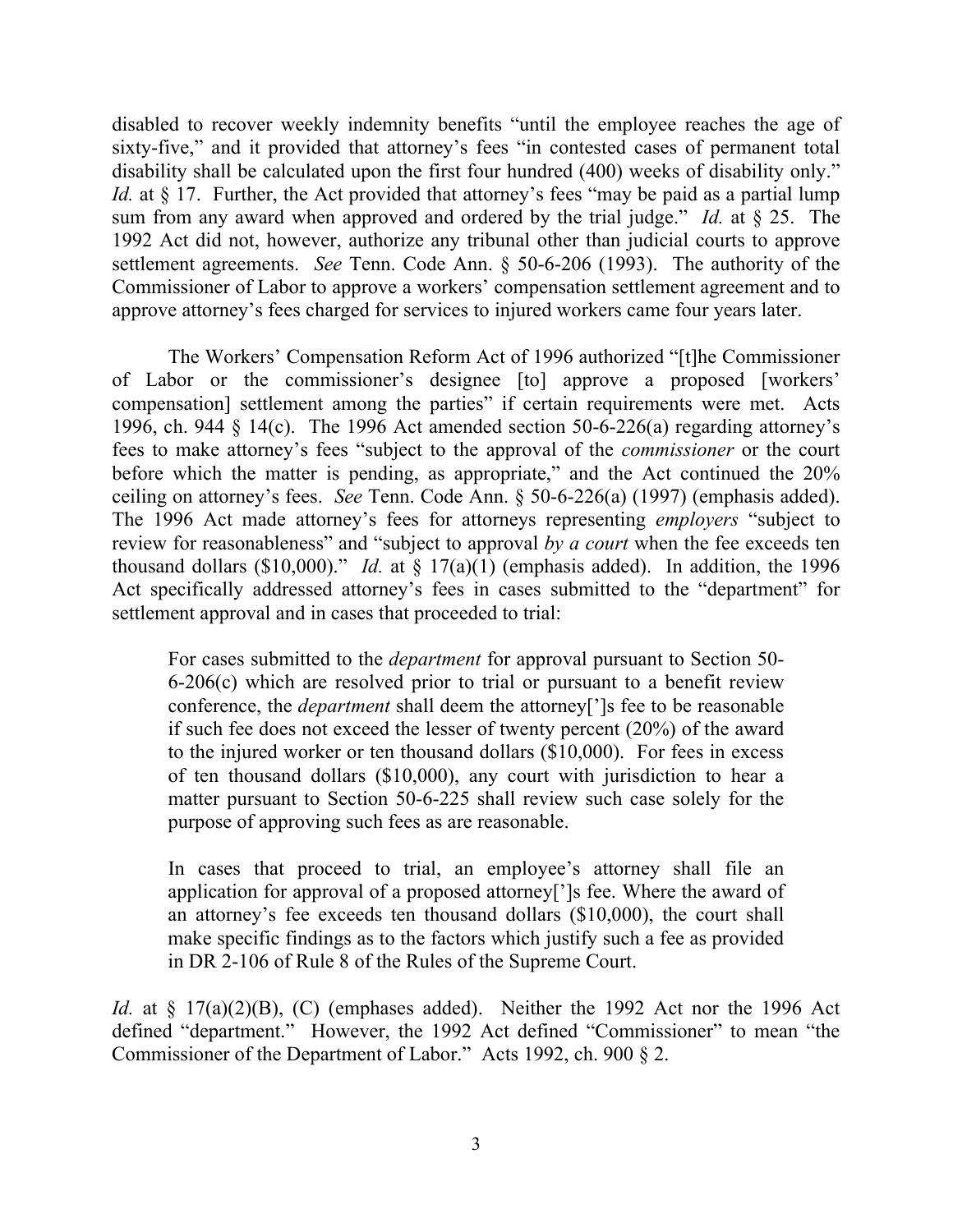disabled to recover weekly indemnity benefits "until the employee reaches the age of sixty-five," and it provided that attorney's fees "in contested cases of permanent total disability shall be calculated upon the first four hundred (400) weeks of disability only." *Id.* at § 17. Further, the Act provided that attorney's fees "may be paid as a partial lump sum from any award when approved and ordered by the trial judge." *Id.* at § 25. The 1992 Act did not, however, authorize any tribunal other than judicial courts to approve settlement agreements. *See* Tenn. Code Ann. § 50-6-206 (1993). The authority of the Commissioner of Labor to approve a workers' compensation settlement agreement and to approve attorney's fees charged for services to injured workers came four years later.

The Workers' Compensation Reform Act of 1996 authorized "[t]he Commissioner of Labor or the commissioner's designee [to] approve a proposed [workers' compensation] settlement among the parties" if certain requirements were met. Acts 1996, ch. 944 § 14(c). The 1996 Act amended section 50-6-226(a) regarding attorney's fees to make attorney's fees "subject to the approval of the *commissioner* or the court before which the matter is pending, as appropriate," and the Act continued the 20% ceiling on attorney's fees. *See* Tenn. Code Ann. § 50-6-226(a) (1997) (emphasis added). The 1996 Act made attorney's fees for attorneys representing *employers* "subject to review for reasonableness" and "subject to approval *by a court* when the fee exceeds ten thousand dollars ($10,000)." *Id.* at § 17(a)(1) (emphasis added). In addition, the 1996 Act specifically addressed attorney's fees in cases submitted to the "department" for settlement approval and in cases that proceeded to trial:

> For cases submitted to the *department* for approval pursuant to Section 50-6-206(c) which are resolved prior to trial or pursuant to a benefit review conference, the *department* shall deem the attorney[']s fee to be reasonable if such fee does not exceed the lesser of twenty percent (20%) of the award to the injured worker or ten thousand dollars ($10,000). For fees in excess of ten thousand dollars ($10,000), any court with jurisdiction to hear a matter pursuant to Section 50-6-225 shall review such case solely for the purpose of approving such fees as are reasonable.
>
> In cases that proceed to trial, an employee's attorney shall file an application for approval of a proposed attorney[']s fee. Where the award of an attorney's fee exceeds ten thousand dollars ($10,000), the court shall make specific findings as to the factors which justify such a fee as provided in DR 2-106 of Rule 8 of the Rules of the Supreme Court.

*Id.* at § 17(a)(2)(B), (C) (emphases added). Neither the 1992 Act nor the 1996 Act defined "department." However, the 1992 Act defined "Commissioner" to mean "the Commissioner of the Department of Labor." Acts 1992, ch. 900 § 2.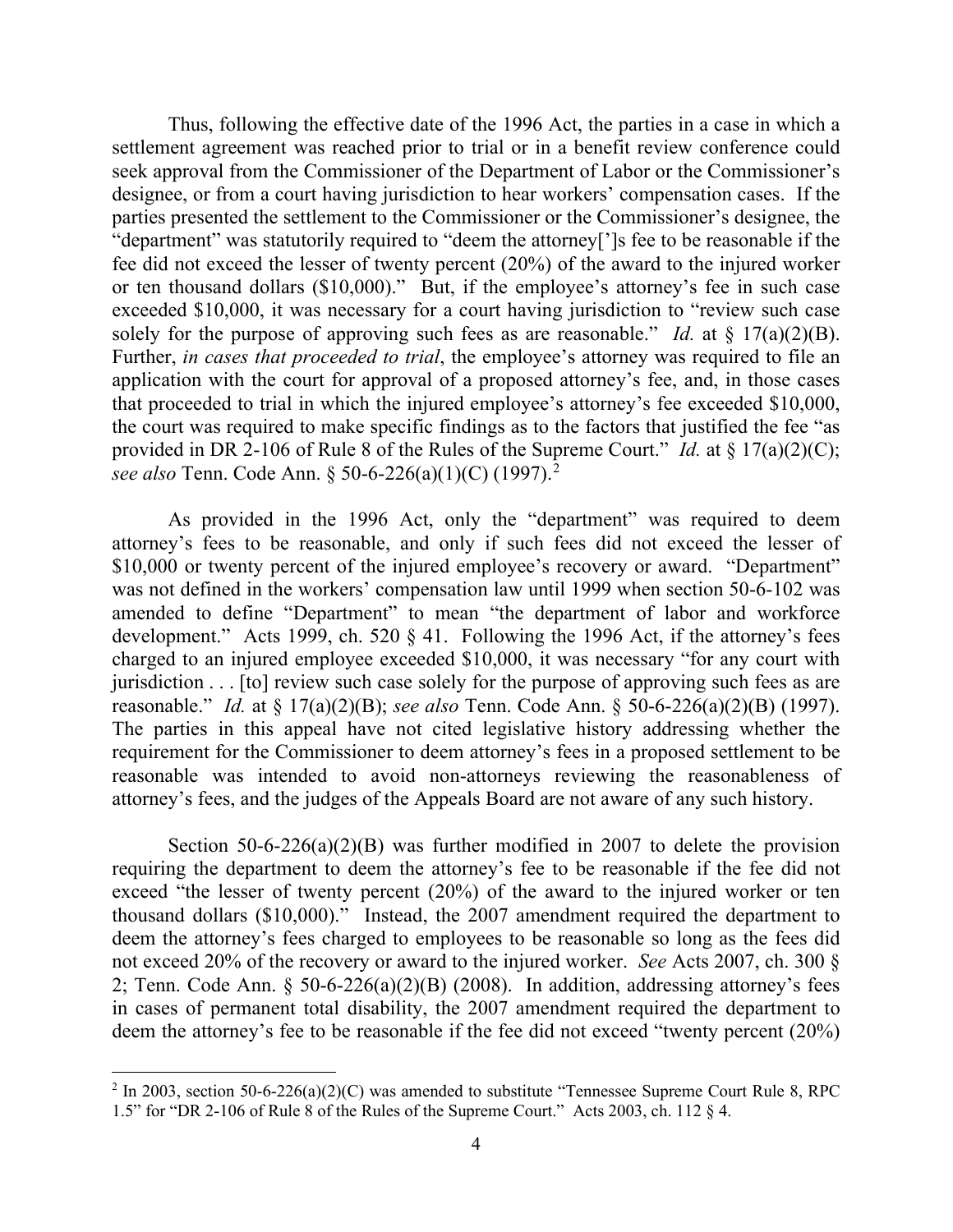Thus, following the effective date of the 1996 Act, the parties in a case in which a settlement agreement was reached prior to trial or in a benefit review conference could seek approval from the Commissioner of the Department of Labor or the Commissioner's designee, or from a court having jurisdiction to hear workers' compensation cases. If the parties presented the settlement to the Commissioner or the Commissioner's designee, the "department" was statutorily required to "deem the attorney[']s fee to be reasonable if the fee did not exceed the lesser of twenty percent (20%) of the award to the injured worker or ten thousand dollars ($10,000)." But, if the employee's attorney's fee in such case exceeded $10,000, it was necessary for a court having jurisdiction to "review such case solely for the purpose of approving such fees as are reasonable." *Id.* at § 17(a)(2)(B). Further, *in cases that proceeded to trial*, the employee's attorney was required to file an application with the court for approval of a proposed attorney's fee, and, in those cases that proceeded to trial in which the injured employee's attorney's fee exceeded $10,000, the court was required to make specific findings as to the factors that justified the fee "as provided in DR 2-106 of Rule 8 of the Rules of the Supreme Court." *Id.* at § 17(a)(2)(C); *see also* Tenn. Code Ann. § 50-6-226(a)(1)(C) (1997).[2]

As provided in the 1996 Act, only the "department" was required to deem attorney's fees to be reasonable, and only if such fees did not exceed the lesser of $10,000 or twenty percent of the injured employee's recovery or award. "Department" was not defined in the workers' compensation law until 1999 when section 50-6-102 was amended to define "Department" to mean "the department of labor and workforce development." Acts 1999, ch. 520 § 41. Following the 1996 Act, if the attorney's fees charged to an injured employee exceeded $10,000, it was necessary "for any court with jurisdiction . . . [to] review such case solely for the purpose of approving such fees as are reasonable." *Id.* at § 17(a)(2)(B); *see also* Tenn. Code Ann. § 50-6-226(a)(2)(B) (1997). The parties in this appeal have not cited legislative history addressing whether the requirement for the Commissioner to deem attorney's fees in a proposed settlement to be reasonable was intended to avoid non-attorneys reviewing the reasonableness of attorney's fees, and the judges of the Appeals Board are not aware of any such history.

Section 50-6-226(a)(2)(B) was further modified in 2007 to delete the provision requiring the department to deem the attorney's fee to be reasonable if the fee did not exceed "the lesser of twenty percent (20%) of the award to the injured worker or ten thousand dollars ($10,000)." Instead, the 2007 amendment required the department to deem the attorney's fees charged to employees to be reasonable so long as the fees did not exceed 20% of the recovery or award to the injured worker. *See* Acts 2007, ch. 300 § 2; Tenn. Code Ann. § 50-6-226(a)(2)(B) (2008). In addition, addressing attorney's fees in cases of permanent total disability, the 2007 amendment required the department to deem the attorney's fee to be reasonable if the fee did not exceed "twenty percent (20%)

---

[2] In 2003, section 50-6-226(a)(2)(C) was amended to substitute "Tennessee Supreme Court Rule 8, RPC 1.5" for "DR 2-106 of Rule 8 of the Rules of the Supreme Court." Acts 2003, ch. 112 § 4.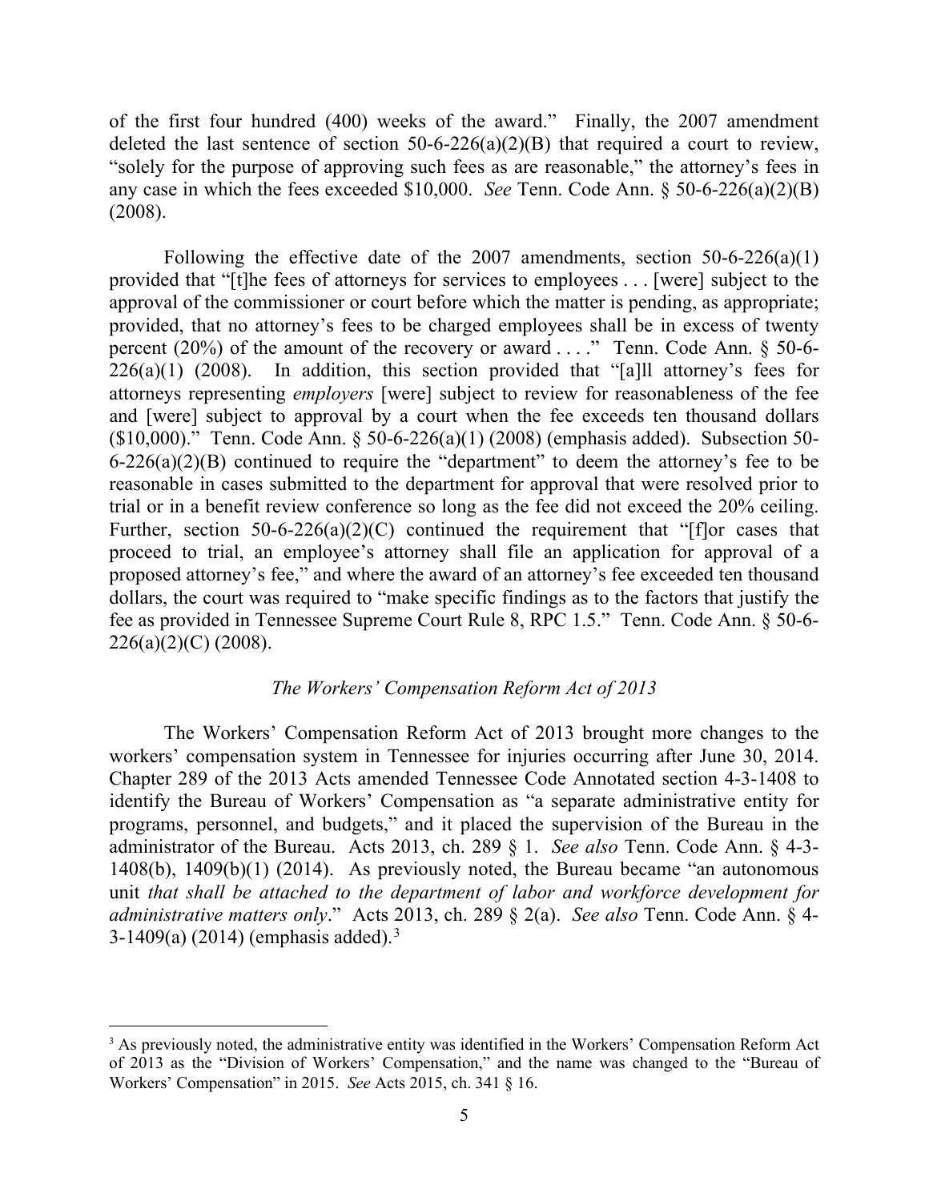of the first four hundred (400) weeks of the award." Finally, the 2007 amendment deleted the last sentence of section 50-6-226(a)(2)(B) that required a court to review, "solely for the purpose of approving such fees as are reasonable," the attorney's fees in any case in which the fees exceeded $10,000. *See* Tenn. Code Ann. § 50-6-226(a)(2)(B) (2008).

Following the effective date of the 2007 amendments, section 50-6-226(a)(1) provided that "[t]he fees of attorneys for services to employees . . . [were] subject to the approval of the commissioner or court before which the matter is pending, as appropriate; provided, that no attorney's fees to be charged employees shall be in excess of twenty percent (20%) of the amount of the recovery or award . . . ." Tenn. Code Ann. § 50-6-226(a)(1) (2008). In addition, this section provided that "[a]ll attorney's fees for attorneys representing *employers* [were] subject to review for reasonableness of the fee and [were] subject to approval by a court when the fee exceeds ten thousand dollars ($10,000)." Tenn. Code Ann. § 50-6-226(a)(1) (2008) (emphasis added). Subsection 50-6-226(a)(2)(B) continued to require the "department" to deem the attorney's fee to be reasonable in cases submitted to the department for approval that were resolved prior to trial or in a benefit review conference so long as the fee did not exceed the 20% ceiling. Further, section 50-6-226(a)(2)(C) continued the requirement that "[f]or cases that proceed to trial, an employee's attorney shall file an application for approval of a proposed attorney's fee," and where the award of an attorney's fee exceeded ten thousand dollars, the court was required to "make specific findings as to the factors that justify the fee as provided in Tennessee Supreme Court Rule 8, RPC 1.5." Tenn. Code Ann. § 50-6-226(a)(2)(C) (2008).

*The Workers' Compensation Reform Act of 2013*

The Workers' Compensation Reform Act of 2013 brought more changes to the workers' compensation system in Tennessee for injuries occurring after June 30, 2014. Chapter 289 of the 2013 Acts amended Tennessee Code Annotated section 4-3-1408 to identify the Bureau of Workers' Compensation as "a separate administrative entity for programs, personnel, and budgets," and it placed the supervision of the Bureau in the administrator of the Bureau. Acts 2013, ch. 289 § 1. *See also* Tenn. Code Ann. § 4-3-1408(b), 1409(b)(1) (2014). As previously noted, the Bureau became "an autonomous unit *that shall be attached to the department of labor and workforce development for administrative matters only*." Acts 2013, ch. 289 § 2(a). *See also* Tenn. Code Ann. § 4-3-1409(a) (2014) (emphasis added).[3]

---

[3] As previously noted, the administrative entity was identified in the Workers' Compensation Reform Act of 2013 as the "Division of Workers' Compensation," and the name was changed to the "Bureau of Workers' Compensation" in 2015. *See* Acts 2015, ch. 341 § 16.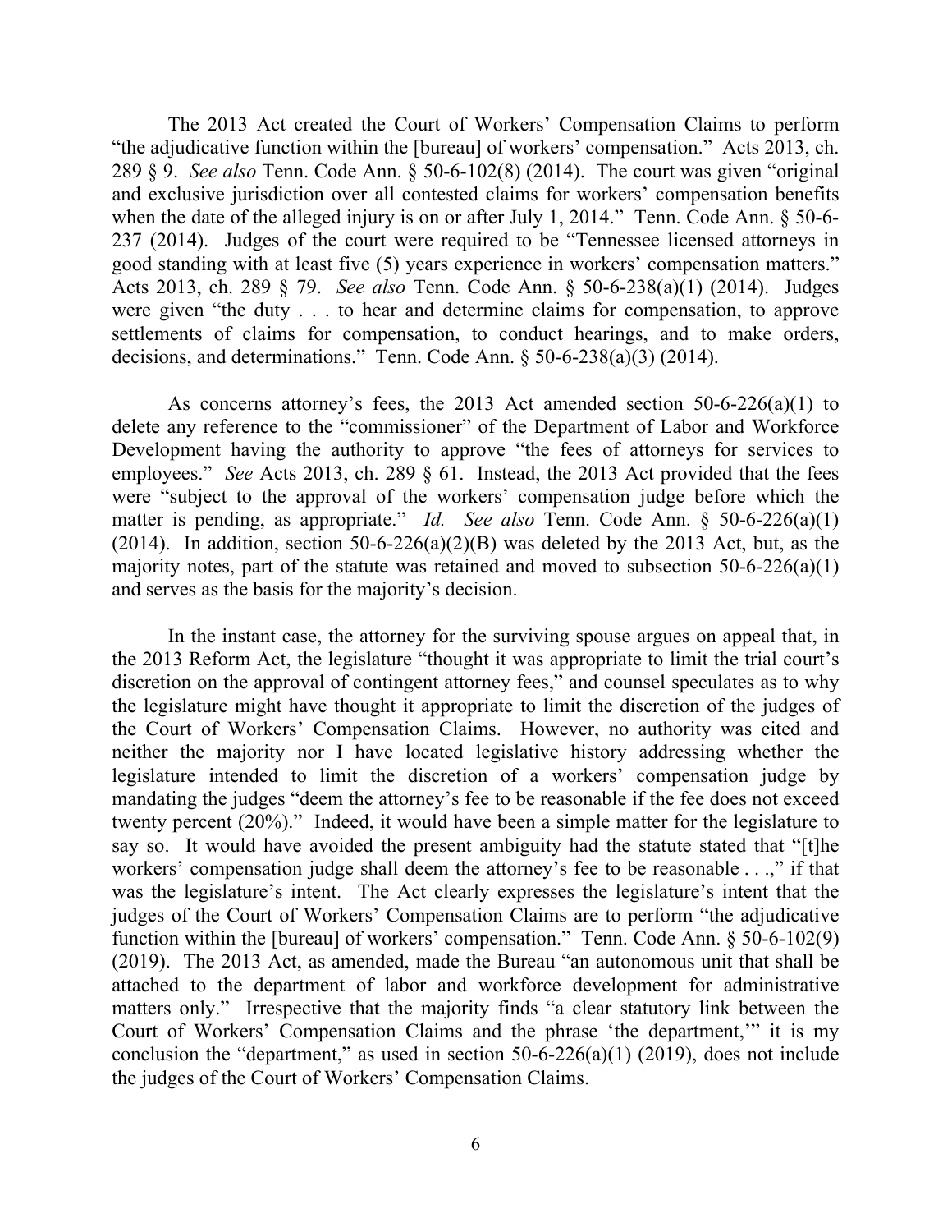The 2013 Act created the Court of Workers' Compensation Claims to perform "the adjudicative function within the [bureau] of workers' compensation." Acts 2013, ch. 289 § 9. *See also* Tenn. Code Ann. § 50-6-102(8) (2014). The court was given "original and exclusive jurisdiction over all contested claims for workers' compensation benefits when the date of the alleged injury is on or after July 1, 2014." Tenn. Code Ann. § 50-6-237 (2014). Judges of the court were required to be "Tennessee licensed attorneys in good standing with at least five (5) years experience in workers' compensation matters." Acts 2013, ch. 289 § 79. *See also* Tenn. Code Ann. § 50-6-238(a)(1) (2014). Judges were given "the duty . . . to hear and determine claims for compensation, to approve settlements of claims for compensation, to conduct hearings, and to make orders, decisions, and determinations." Tenn. Code Ann. § 50-6-238(a)(3) (2014).

As concerns attorney's fees, the 2013 Act amended section 50-6-226(a)(1) to delete any reference to the "commissioner" of the Department of Labor and Workforce Development having the authority to approve "the fees of attorneys for services to employees." *See* Acts 2013, ch. 289 § 61. Instead, the 2013 Act provided that the fees were "subject to the approval of the workers' compensation judge before which the matter is pending, as appropriate." *Id.* *See also* Tenn. Code Ann. § 50-6-226(a)(1) (2014). In addition, section 50-6-226(a)(2)(B) was deleted by the 2013 Act, but, as the majority notes, part of the statute was retained and moved to subsection 50-6-226(a)(1) and serves as the basis for the majority's decision.

In the instant case, the attorney for the surviving spouse argues on appeal that, in the 2013 Reform Act, the legislature "thought it was appropriate to limit the trial court's discretion on the approval of contingent attorney fees," and counsel speculates as to why the legislature might have thought it appropriate to limit the discretion of the judges of the Court of Workers' Compensation Claims. However, no authority was cited and neither the majority nor I have located legislative history addressing whether the legislature intended to limit the discretion of a workers' compensation judge by mandating the judges "deem the attorney's fee to be reasonable if the fee does not exceed twenty percent (20%)." Indeed, it would have been a simple matter for the legislature to say so. It would have avoided the present ambiguity had the statute stated that "[t]he workers' compensation judge shall deem the attorney's fee to be reasonable . . .," if that was the legislature's intent. The Act clearly expresses the legislature's intent that the judges of the Court of Workers' Compensation Claims are to perform "the adjudicative function within the [bureau] of workers' compensation." Tenn. Code Ann. § 50-6-102(9) (2019). The 2013 Act, as amended, made the Bureau "an autonomous unit that shall be attached to the department of labor and workforce development for administrative matters only." Irrespective that the majority finds "a clear statutory link between the Court of Workers' Compensation Claims and the phrase 'the department,'" it is my conclusion the "department," as used in section 50-6-226(a)(1) (2019), does not include the judges of the Court of Workers' Compensation Claims.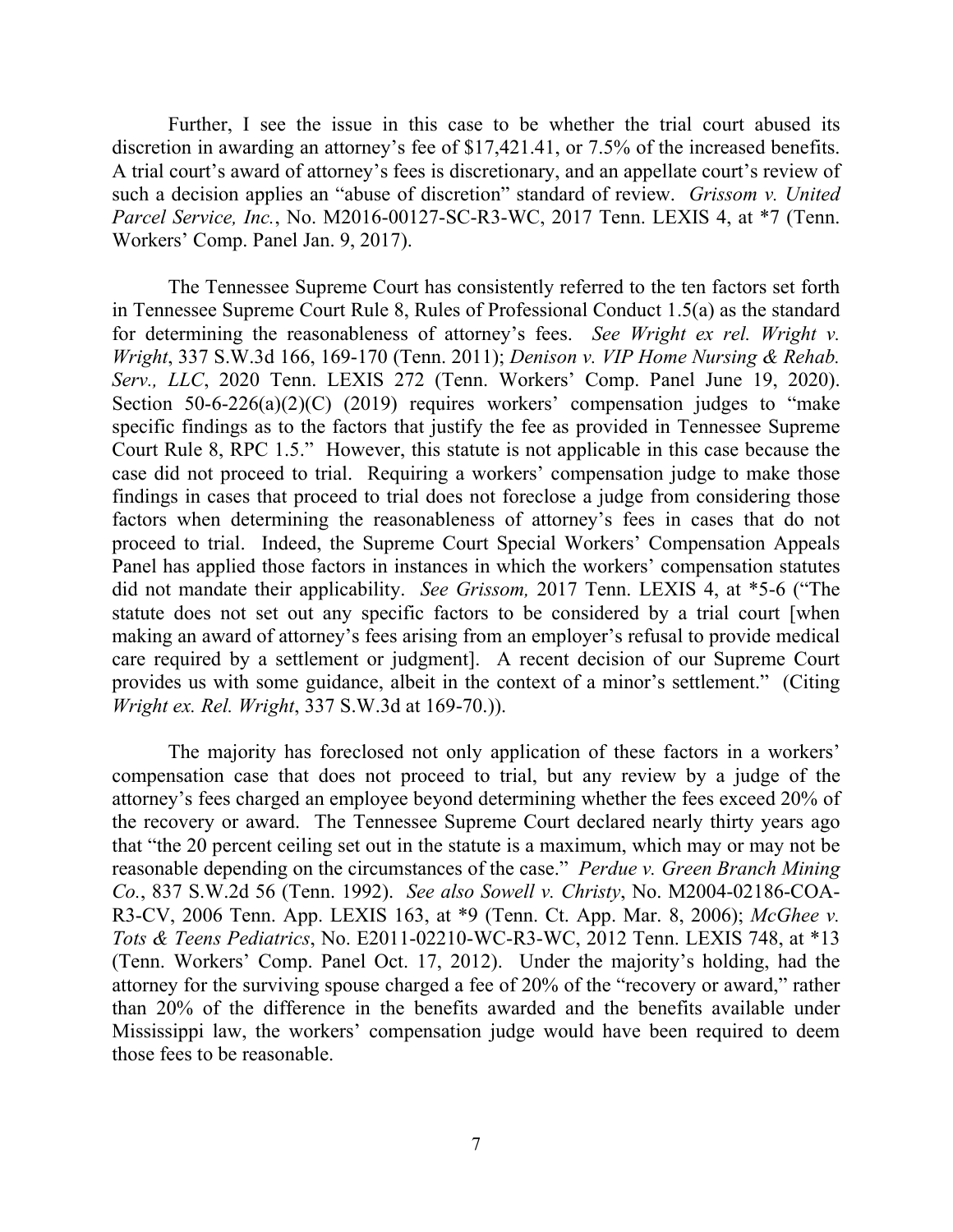Further, I see the issue in this case to be whether the trial court abused its discretion in awarding an attorney's fee of $17,421.41, or 7.5% of the increased benefits. A trial court's award of attorney's fees is discretionary, and an appellate court's review of such a decision applies an "abuse of discretion" standard of review. *Grissom v. United Parcel Service, Inc.*, No. M2016-00127-SC-R3-WC, 2017 Tenn. LEXIS 4, at *7 (Tenn. Workers' Comp. Panel Jan. 9, 2017).

The Tennessee Supreme Court has consistently referred to the ten factors set forth in Tennessee Supreme Court Rule 8, Rules of Professional Conduct 1.5(a) as the standard for determining the reasonableness of attorney's fees. *See Wright ex rel. Wright v. Wright*, 337 S.W.3d 166, 169-170 (Tenn. 2011); *Denison v. VIP Home Nursing & Rehab. Serv., LLC*, 2020 Tenn. LEXIS 272 (Tenn. Workers' Comp. Panel June 19, 2020). Section 50-6-226(a)(2)(C) (2019) requires workers' compensation judges to "make specific findings as to the factors that justify the fee as provided in Tennessee Supreme Court Rule 8, RPC 1.5." However, this statute is not applicable in this case because the case did not proceed to trial. Requiring a workers' compensation judge to make those findings in cases that proceed to trial does not foreclose a judge from considering those factors when determining the reasonableness of attorney's fees in cases that do not proceed to trial. Indeed, the Supreme Court Special Workers' Compensation Appeals Panel has applied those factors in instances in which the workers' compensation statutes did not mandate their applicability. *See Grissom,* 2017 Tenn. LEXIS 4, at *5-6 ("The statute does not set out any specific factors to be considered by a trial court [when making an award of attorney's fees arising from an employer's refusal to provide medical care required by a settlement or judgment]. A recent decision of our Supreme Court provides us with some guidance, albeit in the context of a minor's settlement." (Citing *Wright ex. Rel. Wright*, 337 S.W.3d at 169-70.)).

The majority has foreclosed not only application of these factors in a workers' compensation case that does not proceed to trial, but any review by a judge of the attorney's fees charged an employee beyond determining whether the fees exceed 20% of the recovery or award. The Tennessee Supreme Court declared nearly thirty years ago that "the 20 percent ceiling set out in the statute is a maximum, which may or may not be reasonable depending on the circumstances of the case." *Perdue v. Green Branch Mining Co.*, 837 S.W.2d 56 (Tenn. 1992). *See also Sowell v. Christy*, No. M2004-02186-COA-R3-CV, 2006 Tenn. App. LEXIS 163, at *9 (Tenn. Ct. App. Mar. 8, 2006); *McGhee v. Tots & Teens Pediatrics*, No. E2011-02210-WC-R3-WC, 2012 Tenn. LEXIS 748, at *13 (Tenn. Workers' Comp. Panel Oct. 17, 2012). Under the majority's holding, had the attorney for the surviving spouse charged a fee of 20% of the "recovery or award," rather than 20% of the difference in the benefits awarded and the benefits available under Mississippi law, the workers' compensation judge would have been required to deem those fees to be reasonable.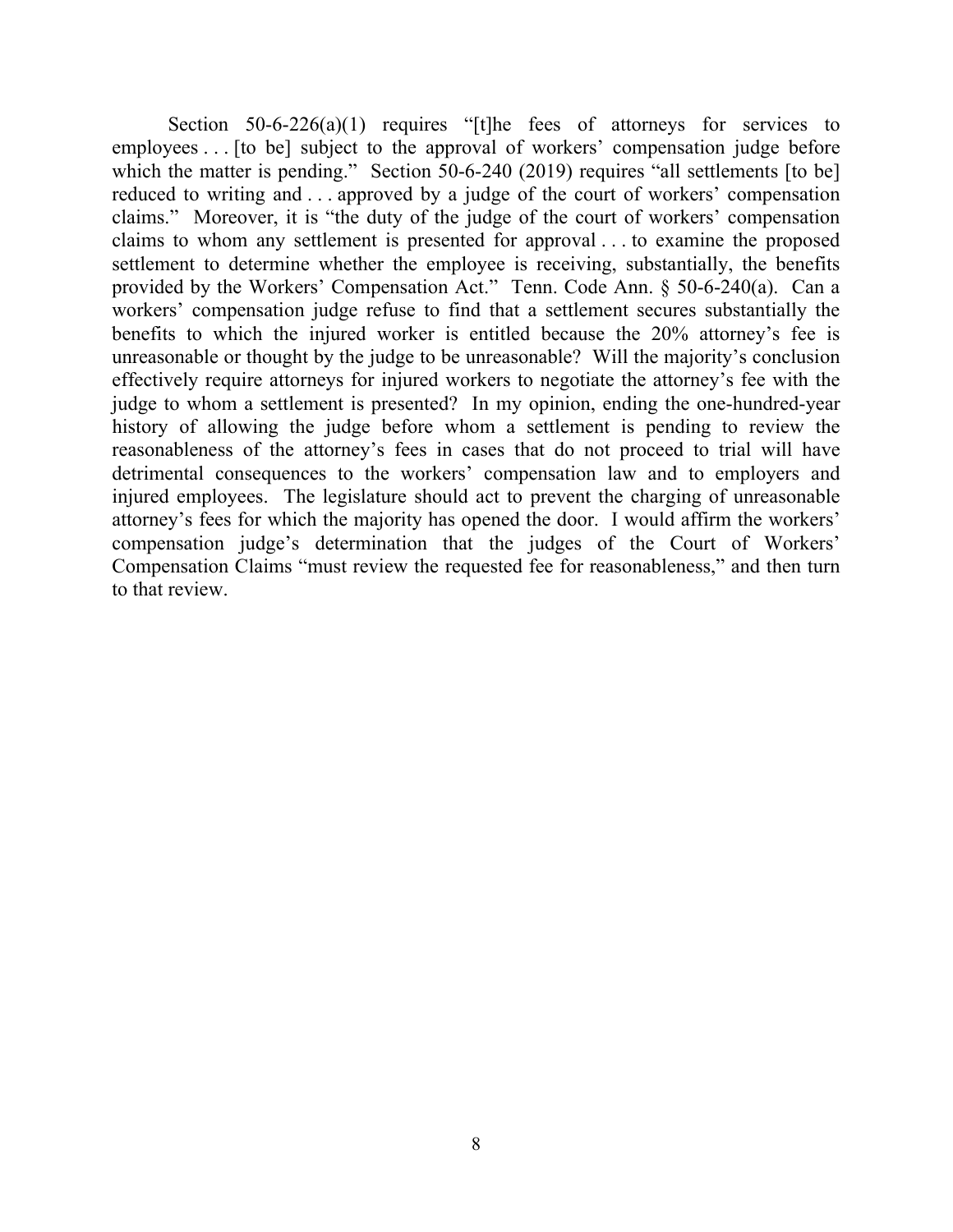Section 50-6-226(a)(1) requires "[t]he fees of attorneys for services to employees . . . [to be] subject to the approval of workers' compensation judge before which the matter is pending." Section 50-6-240 (2019) requires "all settlements [to be] reduced to writing and . . . approved by a judge of the court of workers' compensation claims." Moreover, it is "the duty of the judge of the court of workers' compensation claims to whom any settlement is presented for approval . . . to examine the proposed settlement to determine whether the employee is receiving, substantially, the benefits provided by the Workers' Compensation Act." Tenn. Code Ann. § 50-6-240(a). Can a workers' compensation judge refuse to find that a settlement secures substantially the benefits to which the injured worker is entitled because the 20% attorney's fee is unreasonable or thought by the judge to be unreasonable? Will the majority's conclusion effectively require attorneys for injured workers to negotiate the attorney's fee with the judge to whom a settlement is presented? In my opinion, ending the one-hundred-year history of allowing the judge before whom a settlement is pending to review the reasonableness of the attorney's fees in cases that do not proceed to trial will have detrimental consequences to the workers' compensation law and to employers and injured employees. The legislature should act to prevent the charging of unreasonable attorney's fees for which the majority has opened the door. I would affirm the workers' compensation judge's determination that the judges of the Court of Workers' Compensation Claims "must review the requested fee for reasonableness," and then turn to that review.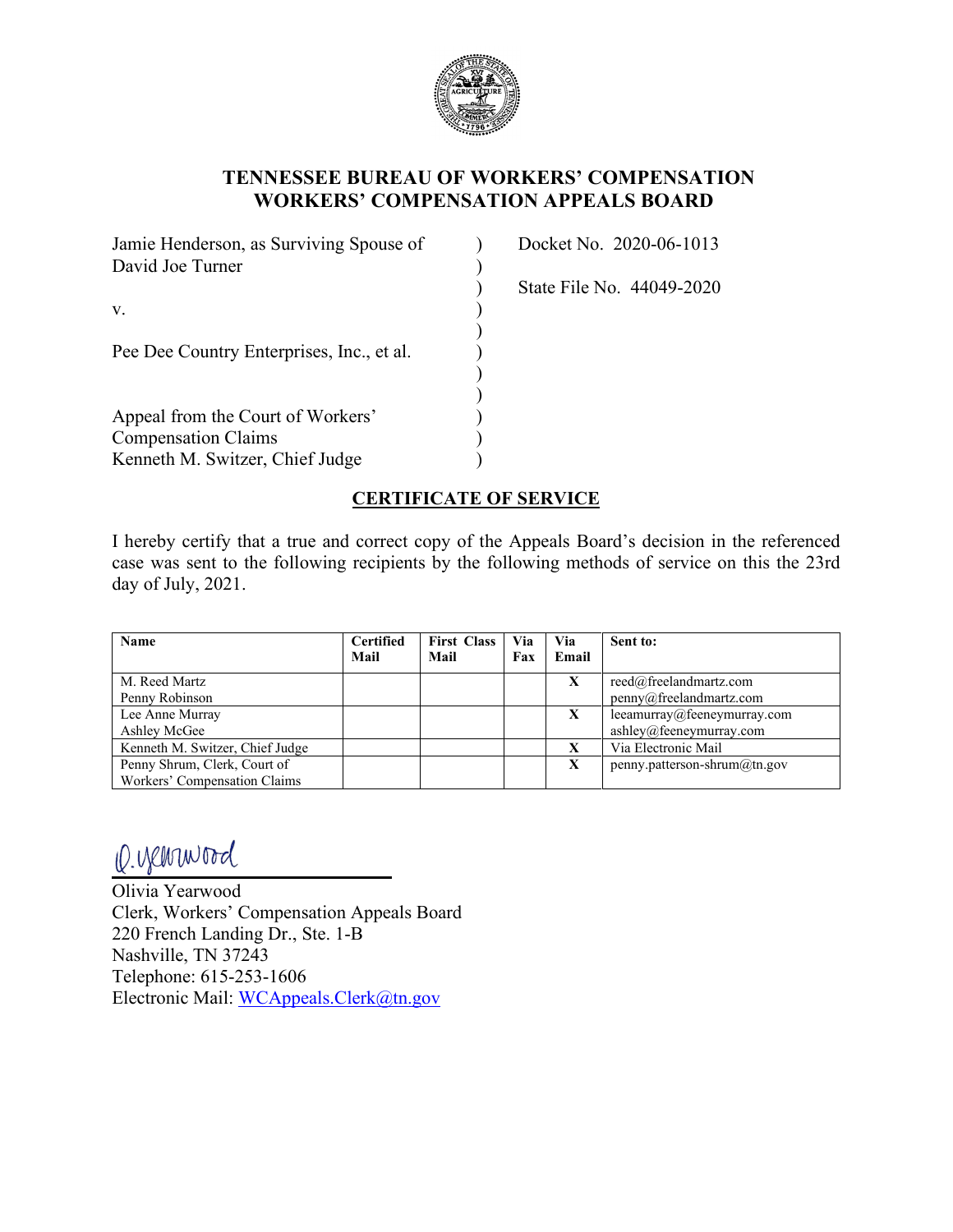# TENNESSEE BUREAU OF WORKERS' COMPENSATION
# WORKERS' COMPENSATION APPEALS BOARD

| | | |
|---|---|---|
| Jamie Henderson, as Surviving Spouse of David Joe Turner | ) | Docket No. 2020-06-1013 |
| | ) | State File No. 44049-2020 |
| v. | ) | |
| Pee Dee Country Enterprises, Inc., et al. | ) | |
| Appeal from the Court of Workers' Compensation Claims | ) | |
| Kenneth M. Switzer, Chief Judge | ) | |

## CERTIFICATE OF SERVICE

I hereby certify that a true and correct copy of the Appeals Board's decision in the referenced case was sent to the following recipients by the following methods of service on this the 23rd day of July, 2021.

| Name | Certified Mail | First Class Mail | Via Fax | Via Email | Sent to: |
|---|---|---|---|---|---|
| M. Reed Martz<br>Penny Robinson | | | | X | reed@freelandmartz.com<br>penny@freelandmartz.com |
| Lee Anne Murray<br>Ashley McGee | | | | X | leeamurray@feeneymurray.com<br>ashley@feeneymurray.com |
| Kenneth M. Switzer, Chief Judge | | | | X | Via Electronic Mail |
| Penny Shrum, Clerk, Court of Workers' Compensation Claims | | | | X | penny.patterson-shrum@tn.gov |

O. Yearwood

Olivia Yearwood
Clerk, Workers' Compensation Appeals Board
220 French Landing Dr., Ste. 1-B
Nashville, TN 37243
Telephone: 615-253-1606
Electronic Mail: WCAppeals.Clerk@tn.gov